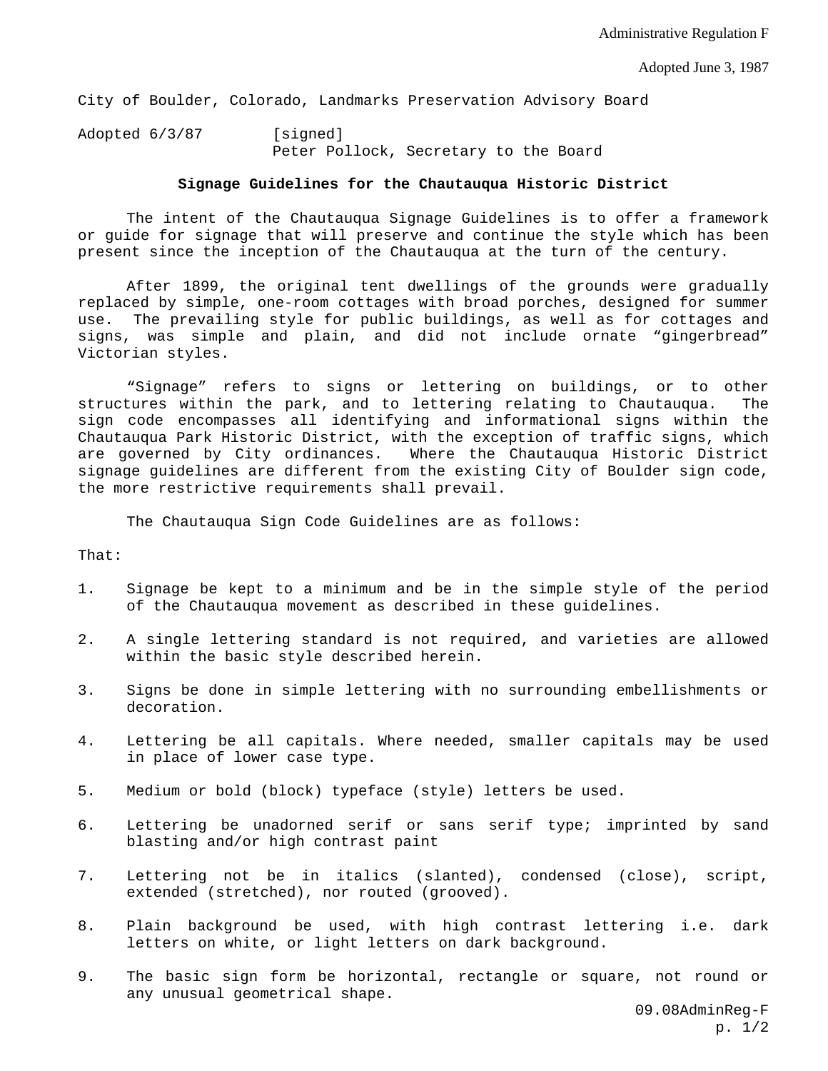Administrative Regulation F

Adopted June 3, 1987

City of Boulder, Colorado, Landmarks Preservation Advisory Board

Adopted 6/3/87 [signed]
Peter Pollock, Secretary to the Board

**Signage Guidelines for the Chautauqua Historic District**

The intent of the Chautauqua Signage Guidelines is to offer a framework or guide for signage that will preserve and continue the style which has been present since the inception of the Chautauqua at the turn of the century.

After 1899, the original tent dwellings of the grounds were gradually replaced by simple, one-room cottages with broad porches, designed for summer use. The prevailing style for public buildings, as well as for cottages and signs, was simple and plain, and did not include ornate "gingerbread" Victorian styles.

"Signage" refers to signs or lettering on buildings, or to other structures within the park, and to lettering relating to Chautauqua. The sign code encompasses all identifying and informational signs within the Chautauqua Park Historic District, with the exception of traffic signs, which are governed by City ordinances. Where the Chautauqua Historic District signage guidelines are different from the existing City of Boulder sign code, the more restrictive requirements shall prevail.

The Chautauqua Sign Code Guidelines are as follows:

That:

1. Signage be kept to a minimum and be in the simple style of the period of the Chautauqua movement as described in these guidelines.
2. A single lettering standard is not required, and varieties are allowed within the basic style described herein.
3. Signs be done in simple lettering with no surrounding embellishments or decoration.
4. Lettering be all capitals. Where needed, smaller capitals may be used in place of lower case type.
5. Medium or bold (block) typeface (style) letters be used.
6. Lettering be unadorned serif or sans serif type; imprinted by sand blasting and/or high contrast paint
7. Lettering not be in italics (slanted), condensed (close), script, extended (stretched), nor routed (grooved).
8. Plain background be used, with high contrast lettering i.e. dark letters on white, or light letters on dark background.
9. The basic sign form be horizontal, rectangle or square, not round or any unusual geometrical shape.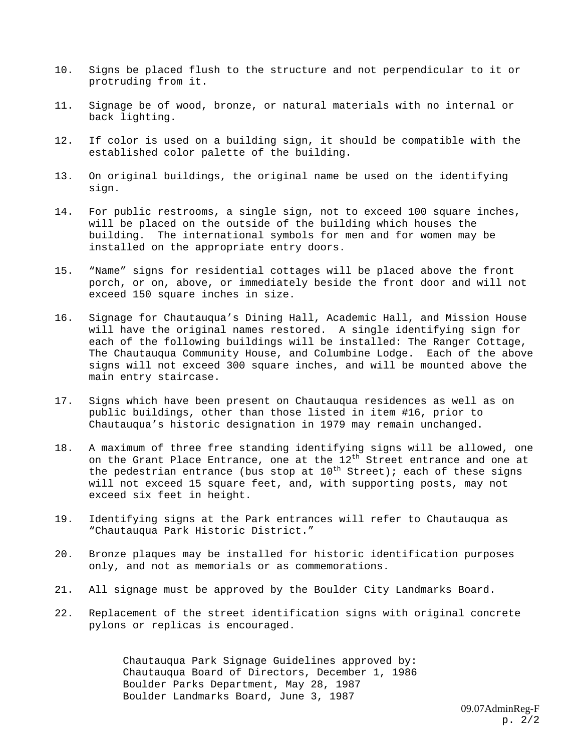10. Signs be placed flush to the structure and not perpendicular to it or protruding from it.

11. Signage be of wood, bronze, or natural materials with no internal or back lighting.

12. If color is used on a building sign, it should be compatible with the established color palette of the building.

13. On original buildings, the original name be used on the identifying sign.

14. For public restrooms, a single sign, not to exceed 100 square inches, will be placed on the outside of the building which houses the building. The international symbols for men and for women may be installed on the appropriate entry doors.

15. "Name" signs for residential cottages will be placed above the front porch, or on, above, or immediately beside the front door and will not exceed 150 square inches in size.

16. Signage for Chautauqua's Dining Hall, Academic Hall, and Mission House will have the original names restored. A single identifying sign for each of the following buildings will be installed: The Ranger Cottage, The Chautauqua Community House, and Columbine Lodge. Each of the above signs will not exceed 300 square inches, and will be mounted above the main entry staircase.

17. Signs which have been present on Chautauqua residences as well as on public buildings, other than those listed in item #16, prior to Chautauqua's historic designation in 1979 may remain unchanged.

18. A maximum of three free standing identifying signs will be allowed, one on the Grant Place Entrance, one at the 12th Street entrance and one at the pedestrian entrance (bus stop at 10th Street); each of these signs will not exceed 15 square feet, and, with supporting posts, may not exceed six feet in height.

19. Identifying signs at the Park entrances will refer to Chautauqua as "Chautauqua Park Historic District."

20. Bronze plaques may be installed for historic identification purposes only, and not as memorials or as commemorations.

21. All signage must be approved by the Boulder City Landmarks Board.

22. Replacement of the street identification signs with original concrete pylons or replicas is encouraged.

Chautauqua Park Signage Guidelines approved by:
Chautauqua Board of Directors, December 1, 1986
Boulder Parks Department, May 28, 1987
Boulder Landmarks Board, June 3, 1987

09.07AdminReg-F